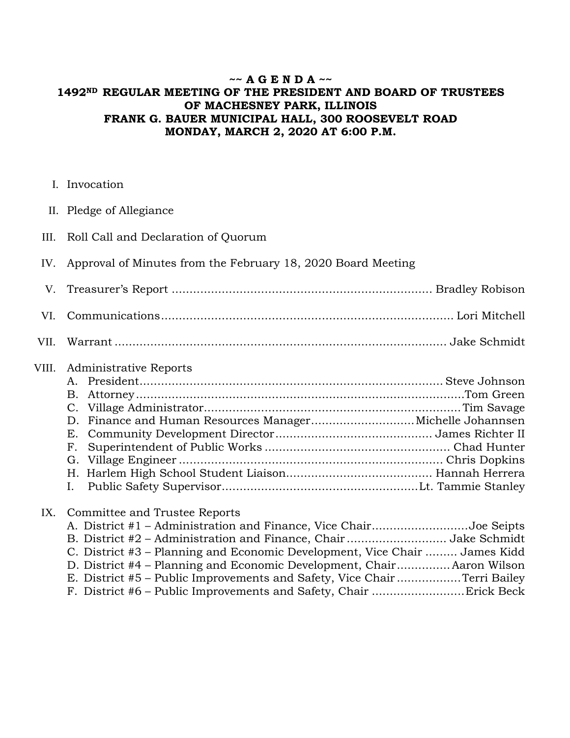**~~ A G E N D A ~~**

**1492ND REGULAR MEETING OF THE PRESIDENT AND BOARD OF TRUSTEES OF MACHESNEY PARK, ILLINOIS**

**FRANK G. BAUER MUNICIPAL HALL, 300 ROOSEVELT ROAD**

**MONDAY, MARCH 2, 2020 AT 6:00 P.M.**

I. Invocation

II. Pledge of Allegiance

III. Roll Call and Declaration of Quorum

IV. Approval of Minutes from the February 18, 2020 Board Meeting

V. Treasurer's Report ........................................................................ Bradley Robison

VI. Communications................................................................................. Lori Mitchell

VII. Warrant ............................................................................................ Jake Schmidt

VIII. Administrative Reports
   - A. President.................................................................................. Steve Johnson
   - B. Attorney..........................................................................................Tom Green
   - C. Village Administrator........................................................................Tim Savage
   - D. Finance and Human Resources Manager.............................Michelle Johannsen
   - E. Community Development Director............................................ James Richter II
   - F. Superintendent of Public Works .................................................... Chad Hunter
   - G. Village Engineer ....................................................................... Chris Dopkins
   - H. Harlem High School Student Liaison........................................ Hannah Herrera
   - I. Public Safety Supervisor.......................................................Lt. Tammie Stanley

IX. Committee and Trustee Reports
   - A. District #1 – Administration and Finance, Vice Chair...........................Joe Seipts
   - B. District #2 – Administration and Finance, Chair ........................... Jake Schmidt
   - C. District #3 – Planning and Economic Development, Vice Chair ......... James Kidd
   - D. District #4 – Planning and Economic Development, Chair...............Aaron Wilson
   - E. District #5 – Public Improvements and Safety, Vice Chair ..................Terri Bailey
   - F. District #6 – Public Improvements and Safety, Chair ..........................Erick Beck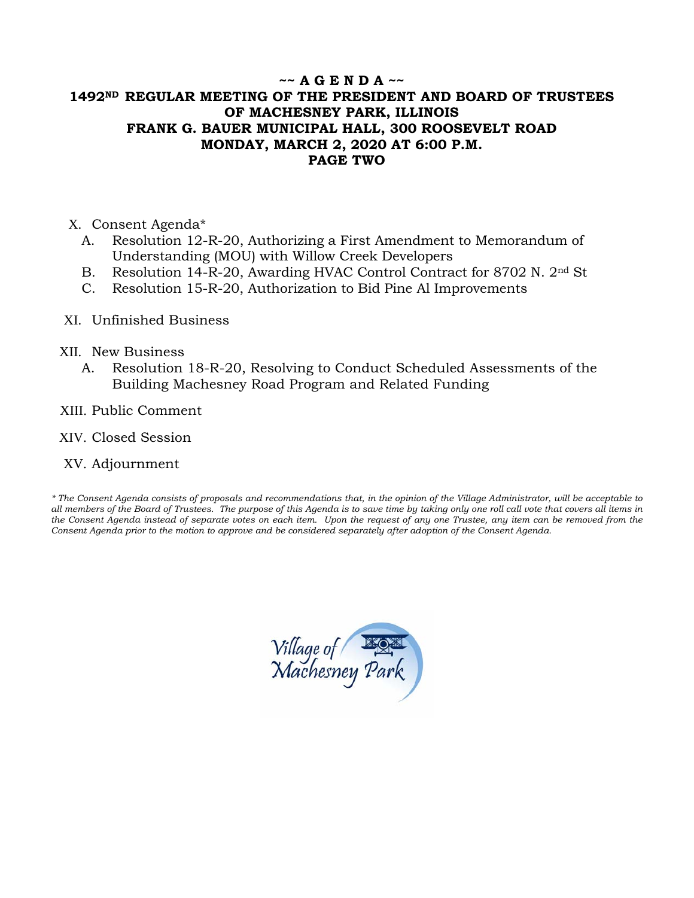# ~~ A G E N D A ~~

# 1492ND REGULAR MEETING OF THE PRESIDENT AND BOARD OF TRUSTEES OF MACHESNEY PARK, ILLINOIS

## FRANK G. BAUER MUNICIPAL HALL, 300 ROOSEVELT ROAD

## MONDAY, MARCH 2, 2020 AT 6:00 P.M.

## PAGE TWO

X. Consent Agenda*

  A. Resolution 12-R-20, Authorizing a First Amendment to Memorandum of Understanding (MOU) with Willow Creek Developers

  B. Resolution 14-R-20, Awarding HVAC Control Contract for 8702 N. 2nd St

  C. Resolution 15-R-20, Authorization to Bid Pine Al Improvements

XI. Unfinished Business

XII. New Business

  A. Resolution 18-R-20, Resolving to Conduct Scheduled Assessments of the Building Machesney Road Program and Related Funding

XIII. Public Comment

XIV. Closed Session

XV. Adjournment

*\* The Consent Agenda consists of proposals and recommendations that, in the opinion of the Village Administrator, will be acceptable to all members of the Board of Trustees. The purpose of this Agenda is to save time by taking only one roll call vote that covers all items in the Consent Agenda instead of separate votes on each item. Upon the request of any one Trustee, any item can be removed from the Consent Agenda prior to the motion to approve and be considered separately after adoption of the Consent Agenda.*

Village of Machesney Park